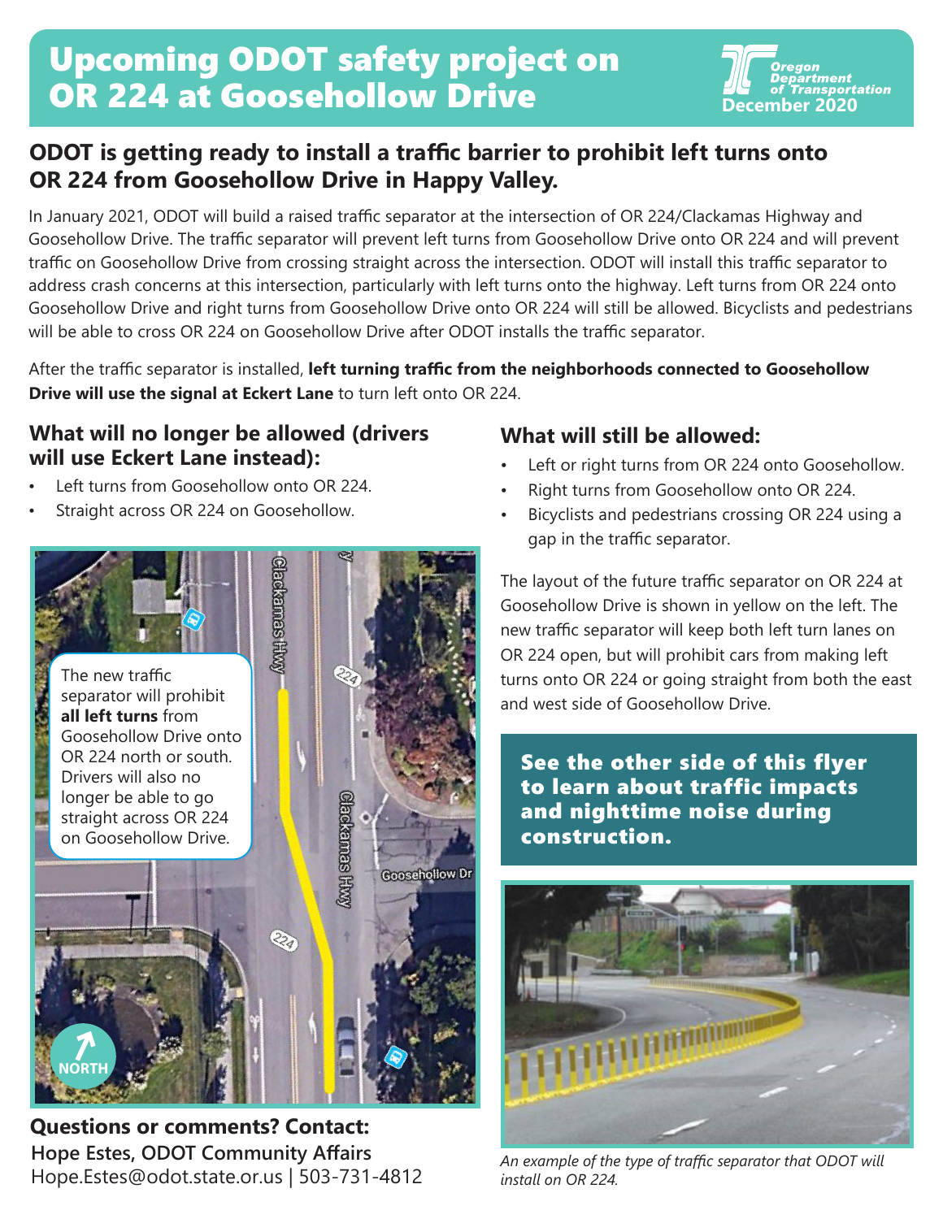# Upcoming ODOT safety project on OR 224 at Goosehollow Drive

Oregon Department of Transportation
December 2020

## ODOT is getting ready to install a traffic barrier to prohibit left turns onto OR 224 from Goosehollow Drive in Happy Valley.

In January 2021, ODOT will build a raised traffic separator at the intersection of OR 224/Clackamas Highway and Goosehollow Drive. The traffic separator will prevent left turns from Goosehollow Drive onto OR 224 and will prevent traffic on Goosehollow Drive from crossing straight across the intersection. ODOT will install this traffic separator to address crash concerns at this intersection, particularly with left turns onto the highway. Left turns from OR 224 onto Goosehollow Drive and right turns from Goosehollow Drive onto OR 224 will still be allowed. Bicyclists and pedestrians will be able to cross OR 224 on Goosehollow Drive after ODOT installs the traffic separator.

After the traffic separator is installed, **left turning traffic from the neighborhoods connected to Goosehollow Drive will use the signal at Eckert Lane** to turn left onto OR 224.

### What will no longer be allowed (drivers will use Eckert Lane instead):

- Left turns from Goosehollow onto OR 224.
- Straight across OR 224 on Goosehollow.

The new traffic separator will prohibit **all left turns** from Goosehollow Drive onto OR 224 north or south. Drivers will also no longer be able to go straight across OR 224 on Goosehollow Drive.

### What will still be allowed:

- Left or right turns from OR 224 onto Goosehollow.
- Right turns from Goosehollow onto OR 224.
- Bicyclists and pedestrians crossing OR 224 using a gap in the traffic separator.

The layout of the future traffic separator on OR 224 at Goosehollow Drive is shown in yellow on the left. The new traffic separator will keep both left turn lanes on OR 224 open, but will prohibit cars from making left turns onto OR 224 or going straight from both the east and west side of Goosehollow Drive.

**See the other side of this flyer to learn about traffic impacts and nighttime noise during construction.**

*An example of the type of traffic separator that ODOT will install on OR 224.*

**Questions or comments? Contact:**
**Hope Estes, ODOT Community Affairs**
Hope.Estes@odot.state.or.us | 503-731-4812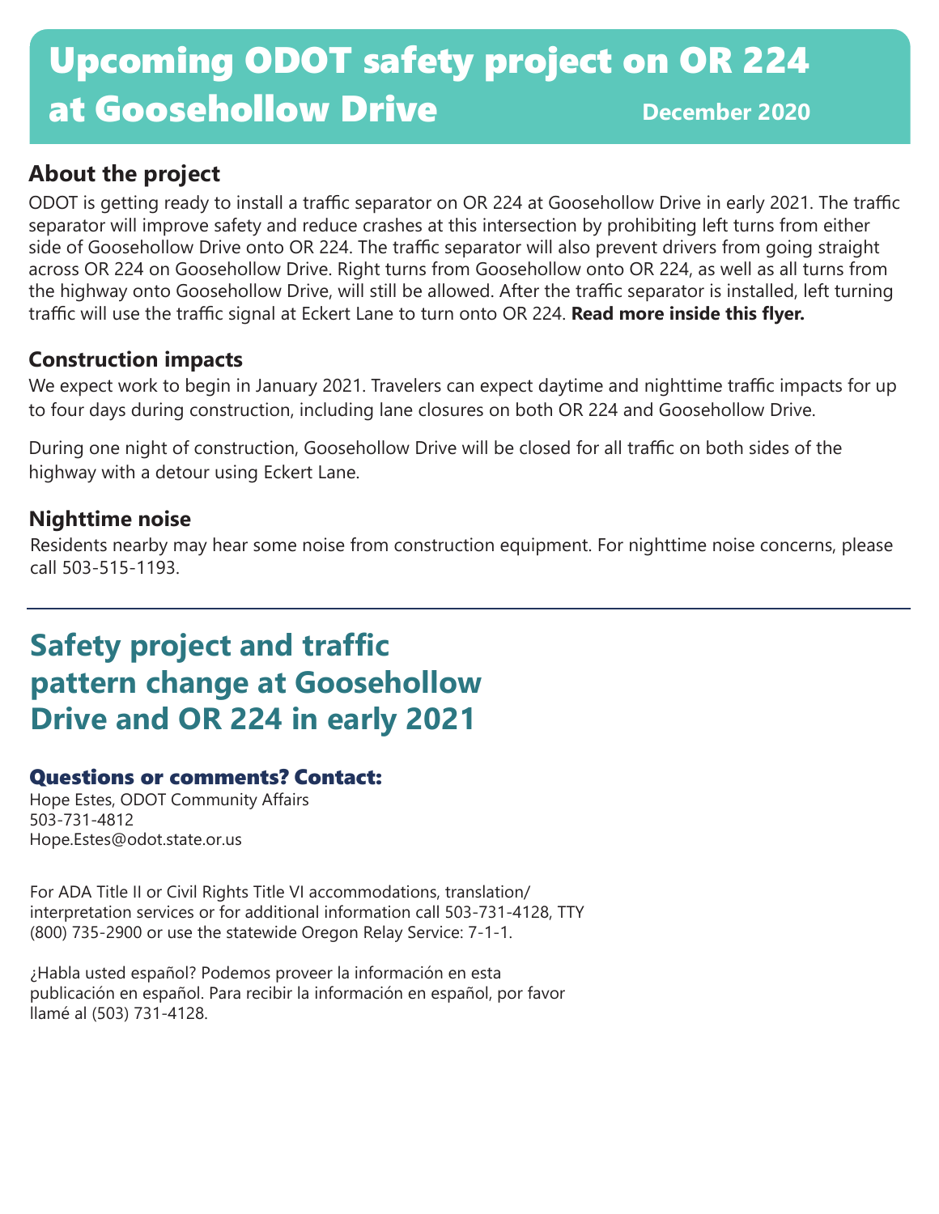# Upcoming ODOT safety project on OR 224 at Goosehollow Drive

December 2020

## About the project

ODOT is getting ready to install a traffic separator on OR 224 at Goosehollow Drive in early 2021. The traffic separator will improve safety and reduce crashes at this intersection by prohibiting left turns from either side of Goosehollow Drive onto OR 224. The traffic separator will also prevent drivers from going straight across OR 224 on Goosehollow Drive. Right turns from Goosehollow onto OR 224, as well as all turns from the highway onto Goosehollow Drive, will still be allowed. After the traffic separator is installed, left turning traffic will use the traffic signal at Eckert Lane to turn onto OR 224. **Read more inside this flyer.**

## Construction impacts

We expect work to begin in January 2021. Travelers can expect daytime and nighttime traffic impacts for up to four days during construction, including lane closures on both OR 224 and Goosehollow Drive.

During one night of construction, Goosehollow Drive will be closed for all traffic on both sides of the highway with a detour using Eckert Lane.

## Nighttime noise

Residents nearby may hear some noise from construction equipment. For nighttime noise concerns, please call 503-515-1193.

---

# Safety project and traffic pattern change at Goosehollow Drive and OR 224 in early 2021

### Questions or comments? Contact:

Hope Estes, ODOT Community Affairs
503-731-4812
Hope.Estes@odot.state.or.us

For ADA Title II or Civil Rights Title VI accommodations, translation/interpretation services or for additional information call 503-731-4128, TTY (800) 735-2900 or use the statewide Oregon Relay Service: 7-1-1.

¿Habla usted español? Podemos proveer la información en esta publicación en español. Para recibir la información en español, por favor llamé al (503) 731-4128.